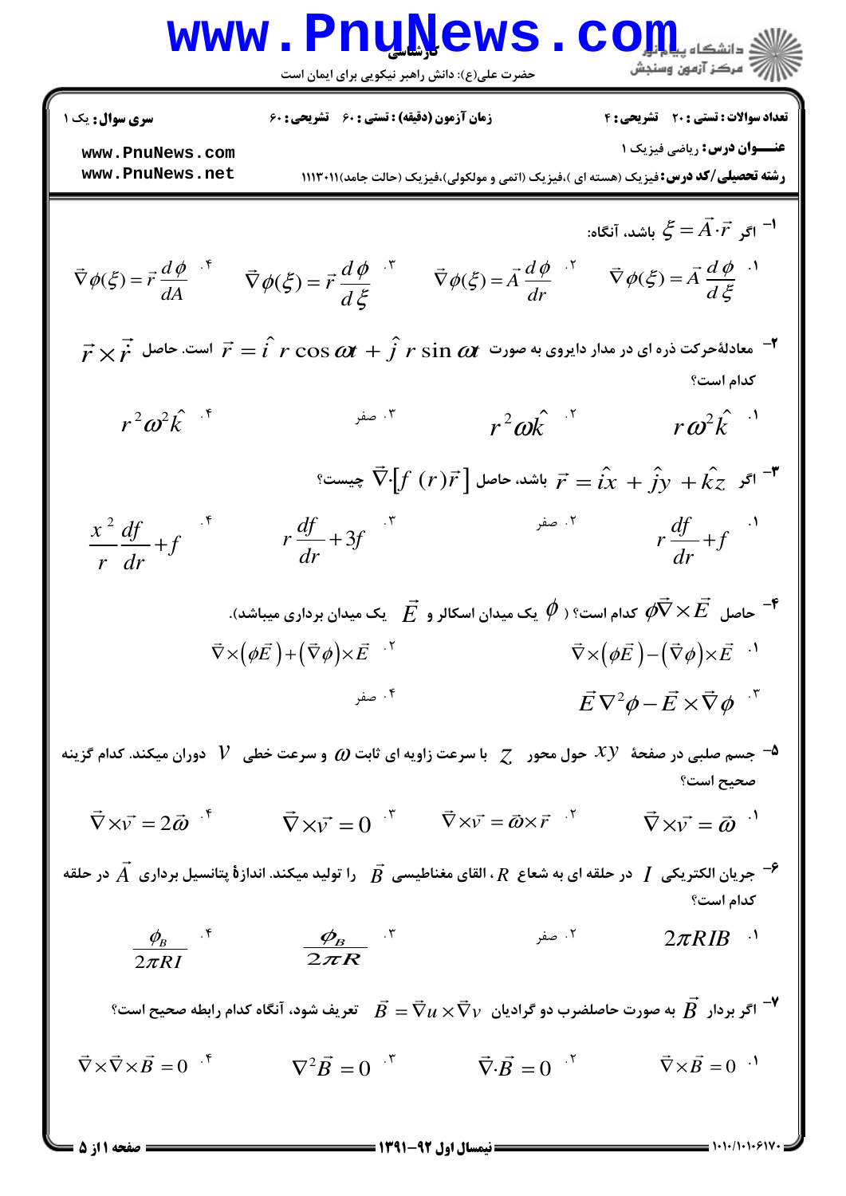**سری سوال:** یک ۱

**زمان آزمون (دقیقه) : تستی : ۶۰ تشریحی : ۶۰**

**تعداد سوالات : تستی : ۲۰ تشریحی : ۴**

**عنـــوان درس:** ریاضی فیزیک ۱

**رشته تحصیلی/کد درس:** فیزیک (هسته ای )،فیزیک (اتمی و مولکولی)،فیزیک (حالت جامد)۱۱۱۳۰۱۱

۱- اگر $\xi = \vec{A}\cdot\vec{r}$ باشد، آنگاه:

۱. $\vec{\nabla}\phi(\xi) = \vec{A}\dfrac{d\phi}{d\xi}$
۲. $\vec{\nabla}\phi(\xi) = \vec{A}\dfrac{d\phi}{dr}$
۳. $\vec{\nabla}\phi(\xi) = \vec{r}\dfrac{d\phi}{d\xi}$
۴. $\vec{\nabla}\phi(\xi) = \vec{r}\dfrac{d\phi}{dA}$

۲- معادلهٔحرکت ذره ای در مدار دایروی به صورت $\vec{r} = \hat{i}\, r\cos\omega t + \hat{j}\, r\sin\omega t$ است. حاصل $\vec{r}\times\dot{\vec{r}}$ کدام است؟

۱. $r\omega^2\hat{k}$
۲. $r^2\omega\hat{k}$
۳. صفر
۴. $r^2\omega^2\hat{k}$

۳- اگر $\vec{r} = \hat{i}x + \hat{j}y + \hat{k}z$ باشد، حاصل $\vec{\nabla}\cdot[f(r)\vec{r}]$ چیست؟

۱. $r\dfrac{df}{dr} + f$
۲. صفر
۳. $r\dfrac{df}{dr} + 3f$
۴. $\dfrac{x^2}{r}\dfrac{df}{dr} + f$

۴- حاصل $\phi\vec{\nabla}\times\vec{E}$ کدام است؟ ( $\phi$ یک میدان اسکالر و $\vec{E}$ یک میدان برداری میباشد).

۱. $\vec{\nabla}\times(\phi\vec{E}) - (\vec{\nabla}\phi)\times\vec{E}$
۲. $\vec{\nabla}\times(\phi\vec{E}) + (\vec{\nabla}\phi)\times\vec{E}$
۳. $\vec{E}\nabla^2\phi - \vec{E}\times\vec{\nabla}\phi$
۴. صفر

۵- جسم صلبی در صفحهٔ $xy$ حول محور $z$ با سرعت زاویه ای ثابت $\omega$ و سرعت خطی $V$ دوران میکند. کدام گزینه صحیح است؟

۱. $\vec{\nabla}\times\vec{v} = \vec{\omega}$
۲. $\vec{\nabla}\times\vec{v} = \vec{\omega}\times\vec{r}$
۳. $\vec{\nabla}\times\vec{v} = 0$
۴. $\vec{\nabla}\times\vec{v} = 2\vec{\omega}$

۶- جریان الکتریکی $I$ در حلقه ای به شعاع $R$ ، القای مغناطیسی $\vec{B}$ را تولید میکند. اندازهٔ پتانسیل برداری $\vec{A}$ در حلقه کدام است؟

۱. $2\pi RIB$
۲. صفر
۳. $\dfrac{\phi_B}{2\pi R}$
۴. $\dfrac{\phi_B}{2\pi RI}$

۷- اگر بردار $\vec{B}$ به صورت حاصلضرب دو گرادیان $\vec{B} = \vec{\nabla}u\times\vec{\nabla}v$ تعریف شود، آنگاه کدام رابطه صحیح است؟

۱. $\vec{\nabla}\times\vec{B} = 0$
۲. $\vec{\nabla}\cdot\vec{B} = 0$
۳. $\nabla^2\vec{B} = 0$
۴. $\vec{\nabla}\times\vec{\nabla}\times\vec{B} = 0$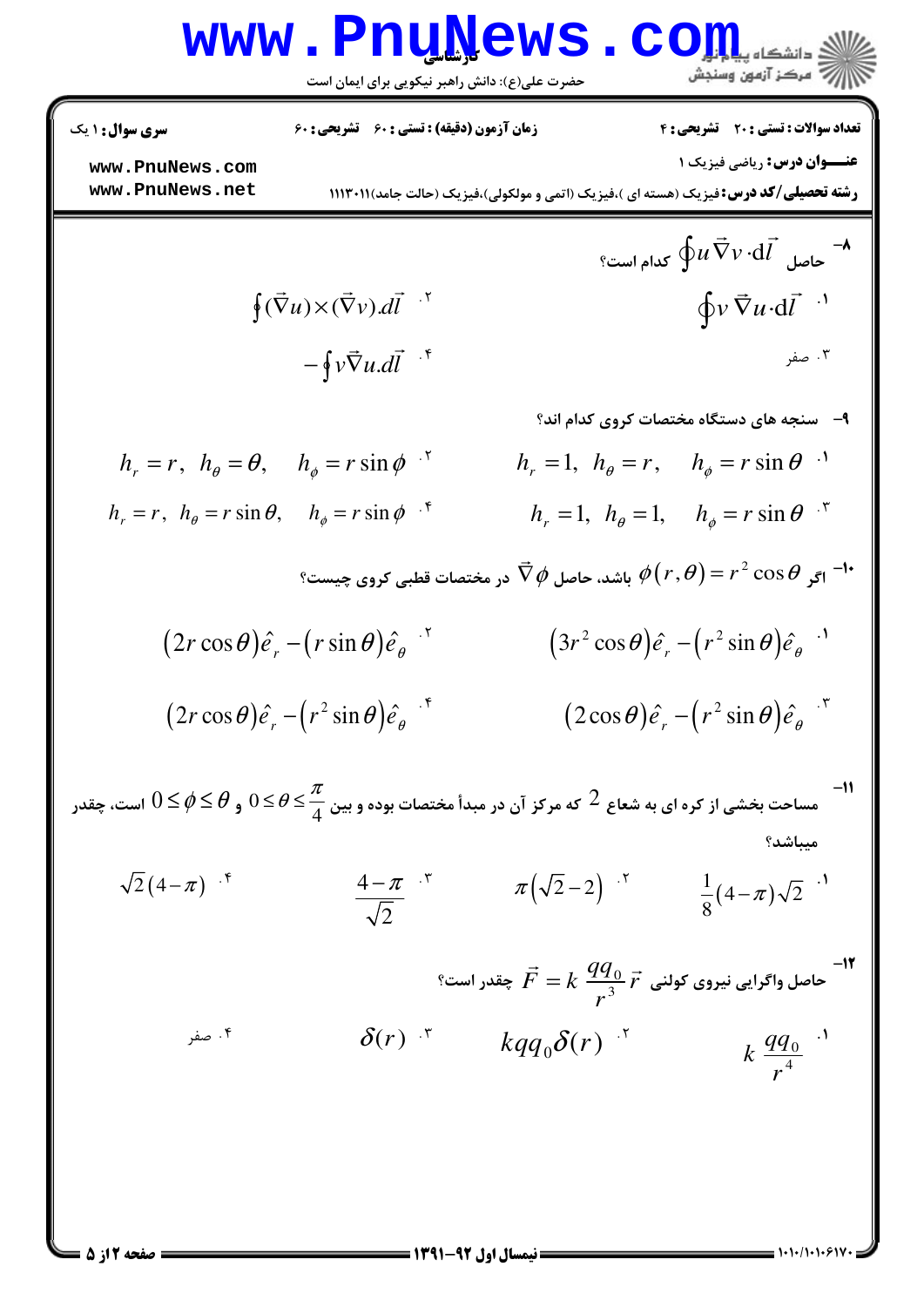۸- حاصل $\oint u\vec{\nabla}v\cdot d\vec{l}$ کدام است؟

۱. $\oint v\,\vec{\nabla}u\cdot d\vec{l}$

۲. $\oint(\vec{\nabla}u)\times(\vec{\nabla}v).d\vec{l}$

۳. صفر

۴. $-\oint v\vec{\nabla}u.d\vec{l}$

۹- سنجه های دستگاه مختصات کروی کدام اند؟

۱. $h_r=1,\ h_\theta=r,\quad h_\phi=r\sin\theta$

۲. $h_r=r,\ h_\theta=\theta,\quad h_\phi=r\sin\phi$

۳. $h_r=1,\ h_\theta=1,\quad h_\phi=r\sin\theta$

۴. $h_r=r,\ h_\theta=r\sin\theta,\quad h_\phi=r\sin\phi$

۱۰- اگر $\phi(r,\theta)=r^2\cos\theta$ باشد، حاصل $\vec{\nabla}\phi$ در مختصات قطبی کروی چیست؟

۱. $(3r^2\cos\theta)\hat{e}_r-(r^2\sin\theta)\hat{e}_\theta$

۲. $(2r\cos\theta)\hat{e}_r-(r\sin\theta)\hat{e}_\theta$

۳. $(2\cos\theta)\hat{e}_r-(r^2\sin\theta)\hat{e}_\theta$

۴. $(2r\cos\theta)\hat{e}_r-(r^2\sin\theta)\hat{e}_\theta$

۱۱- مساحت بخشی از کره ای به شعاع $2$ که مرکز آن در مبدأ مختصات بوده و بین $0\le\theta\le\frac{\pi}{4}$ و $0\le\phi\le\theta$ است، چقدر میباشد؟

۱. $\frac{1}{8}(4-\pi)\sqrt{2}$

۲. $\pi(\sqrt{2}-2)$

۳. $\frac{4-\pi}{\sqrt{2}}$

۴. $\sqrt{2}(4-\pi)$

۱۲- حاصل واگرایی نیروی کولنی $\vec{F}=k\,\frac{qq_0}{r^3}\vec{r}$ چقدر است؟

۱. $k\,\frac{qq_0}{r^4}$

۲. $kqq_0\delta(r)$

۳. $\delta(r)$

۴. صفر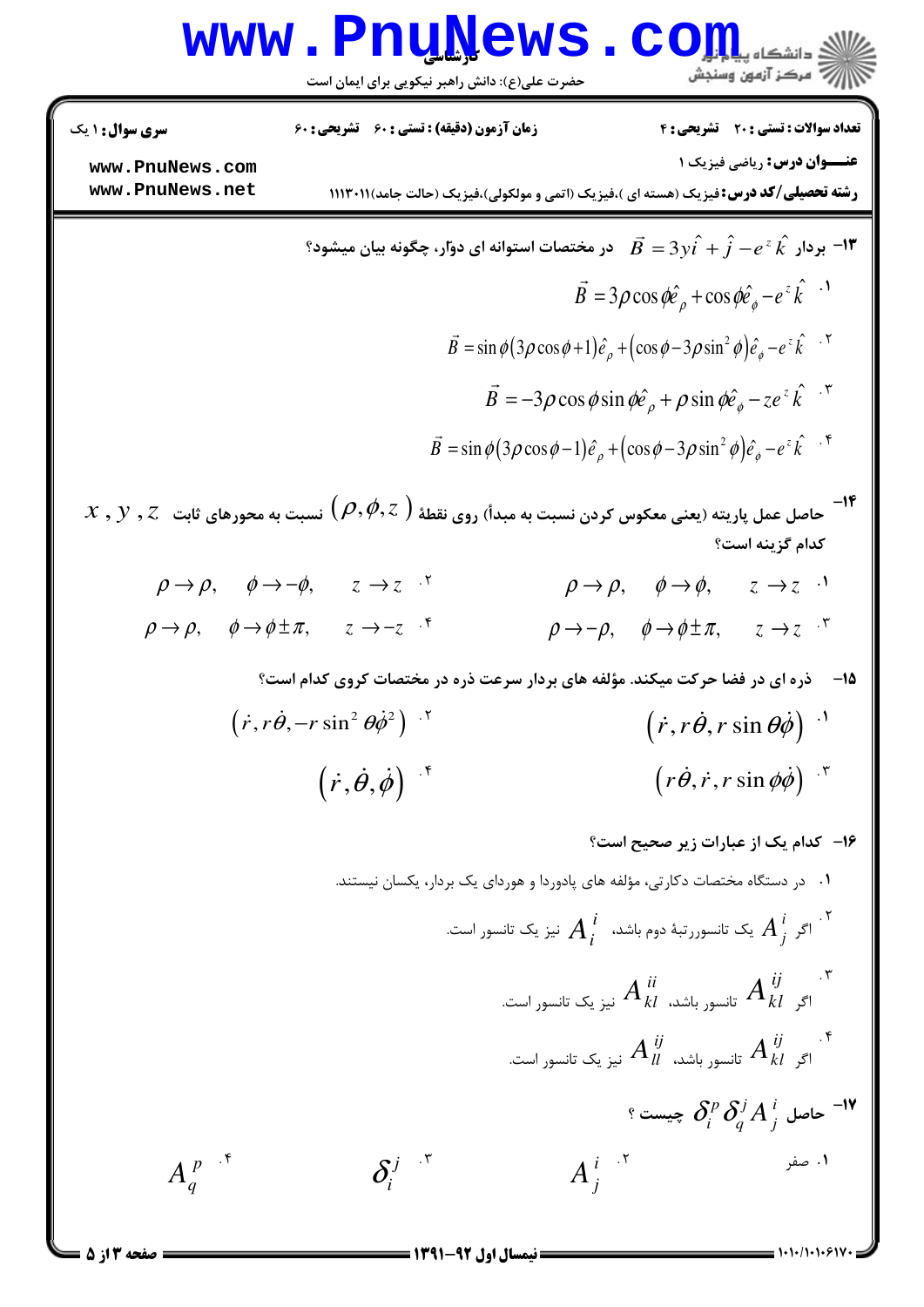۱۳- بردار $\vec{B} = 3y\hat{i} + \hat{j} - e^{z}\hat{k}$ در مختصات استوانه ای دوّار، چگونه بیان میشود؟

۱. $\vec{B} = 3\rho\cos\phi\hat{e}_{\rho} + \cos\phi\hat{e}_{\phi} - e^{z}\hat{k}$

۲. $\vec{B} = \sin\phi(3\rho\cos\phi + 1)\hat{e}_{\rho} + (\cos\phi - 3\rho\sin^{2}\phi)\hat{e}_{\phi} - e^{z}\hat{k}$

۳. $\vec{B} = -3\rho\cos\phi\sin\phi\hat{e}_{\rho} + \rho\sin\phi\hat{e}_{\phi} - ze^{z}\hat{k}$

۴. $\vec{B} = \sin\phi(3\rho\cos\phi - 1)\hat{e}_{\rho} + (\cos\phi - 3\rho\sin^{2}\phi)\hat{e}_{\phi} - e^{z}\hat{k}$

۱۴- حاصل عمل پاریته (یعنی معکوس کردن نسبت به مبدأ) روی نقطهٔ $(\rho, \phi, z)$ نسبت به محورهای ثابت $x, y, z$ کدام گزینه است؟

۱. $\rho \to \rho, \quad \phi \to \phi, \quad z \to z$

۲. $\rho \to \rho, \quad \phi \to -\phi, \quad z \to z$

۳. $\rho \to -\rho, \quad \phi \to \phi \pm \pi, \quad z \to z$

۴. $\rho \to \rho, \quad \phi \to \phi \pm \pi, \quad z \to -z$

۱۵- ذره ای در فضا حرکت میکند. مؤلفه های بردار سرعت ذره در مختصات کروی کدام است؟

۱. $(\dot{r}, r\dot{\theta}, r\sin\theta\dot{\phi})$

۲. $(\dot{r}, r\dot{\theta}, -r\sin^{2}\theta\dot{\phi}^{2})$

۳. $(r\dot{\theta}, \dot{r}, r\sin\phi\dot{\phi})$

۴. $(\dot{r}, \dot{\theta}, \dot{\phi})$

۱۶- کدام یک از عبارات زیر صحیح است؟

۱. در دستگاه مختصات دکارتی، مؤلفه های پادوردا و هموردای یک بردار، یکسان نیستند.

۲. اگر $A^{i}_{j}$ یک تانسوررتبهٔ دوم باشد، $A^{i}_{i}$ نیز یک تانسور است.

۳. اگر $A^{ij}_{kl}$ تانسور باشد، $A^{ii}_{kl}$ نیز یک تانسور است.

۴. اگر $A^{ij}_{kl}$ تانسور باشد، $A^{ij}_{ll}$ نیز یک تانسور است.

۱۷- حاصل $\delta^{p}_{i}\delta^{j}_{q}A^{i}_{j}$ چیست ؟

۱. صفر

۲. $A^{i}_{j}$

۳. $\delta^{j}_{i}$

۴. $A^{p}_{q}$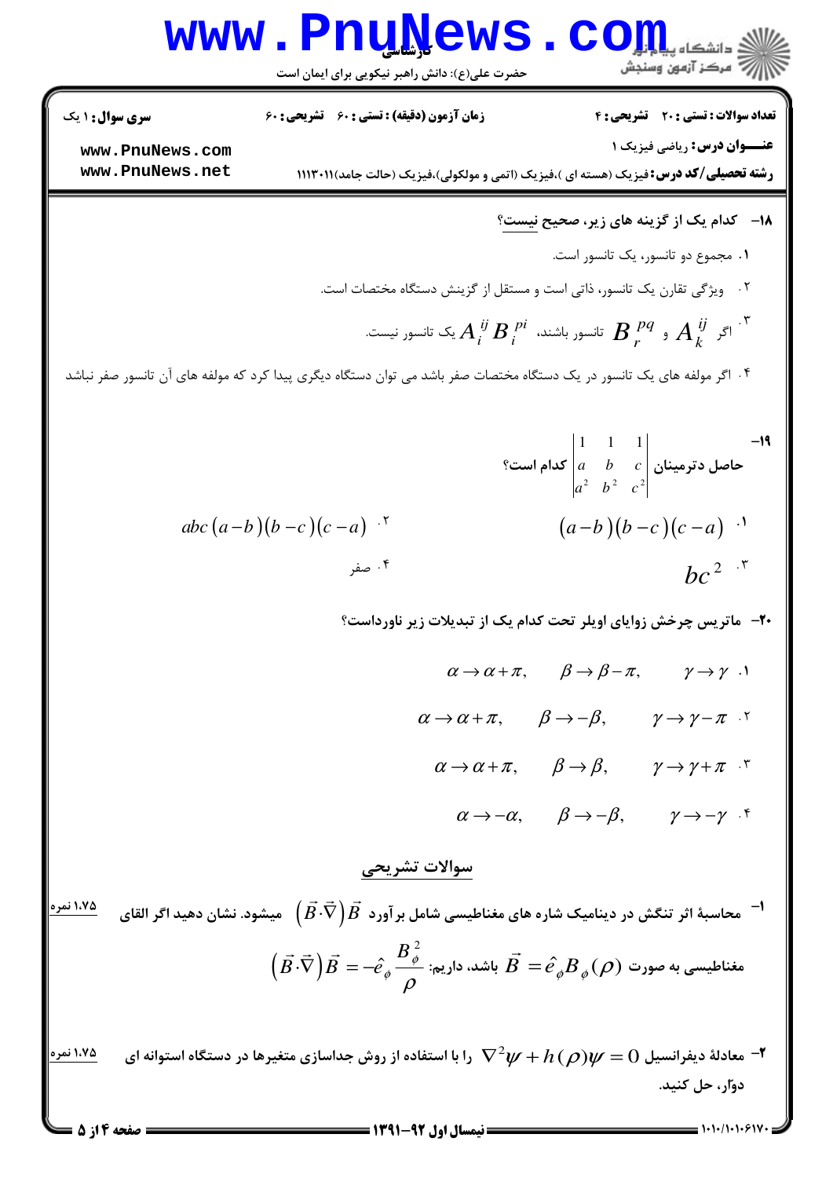**سری سوال:** ۱ یک | **زمان آزمون (دقیقه) : تستی :** ۶۰ **تشریحی :** ۶۰ | **تعداد سوالات : تستی :** ۲۰ **تشریحی :** ۴

**عنـــوان درس:** ریاضی فیزیک ۱

**رشته تحصیلی/کد درس:** فیزیک (هسته ای )،فیزیک (اتمی و مولکولی)،فیزیک (حالت جامد)۱۱۱۳۰۱۱

**۱۸- کدام یک از گزینه های زیر، صحیح نیست؟**

۱. مجموع دو تانسور، یک تانسور است.

۲. ویژگی تقارن یک تانسور، ذاتی است و مستقل از گزینش دستگاه مختصات است.

۳. اگر $A_k^{ij}$ و $B_r^{pq}$ تانسور باشند، $A_i^{ij} B_i^{pi}$ یک تانسور نیست.

۴. اگر مولفه های یک تانسور در یک دستگاه مختصات صفر باشد می توان دستگاه دیگری پیدا کرد که مولفه های آن تانسور صفر نباشد

**۱۹- حاصل دترمینان** $\begin{vmatrix} 1 & 1 & 1 \\ a & b & c \\ a^2 & b^2 & c^2 \end{vmatrix}$ **کدام است؟**

۱. $(a-b)(b-c)(c-a)$

۲. $abc(a-b)(b-c)(c-a)$

۳. $bc^2$

۴. صفر

**۲۰- ماتریس چرخش زوایای اویلر تحت کدام یک از تبدیلات زیر ناورداست؟**

۱. $\alpha \to \alpha+\pi, \quad \beta \to \beta-\pi, \quad \gamma \to \gamma$

۲. $\alpha \to \alpha+\pi, \quad \beta \to -\beta, \quad \gamma \to \gamma-\pi$

۳. $\alpha \to \alpha+\pi, \quad \beta \to \beta, \quad \gamma \to \gamma+\pi$

۴. $\alpha \to -\alpha, \quad \beta \to -\beta, \quad \gamma \to -\gamma$

## سوالات تشریحی

۱- محاسبهٔ اثر تنگش در دینامیک شاره های مغناطیسی شامل برآورد $\left(\vec{B}\cdot\vec{\nabla}\right)\vec{B}$ میشود. نشان دهید اگر القای مغناطیسی به صورت $\vec{B}=\hat{e}_\phi B_\phi(\rho)$ باشد، داریم: $\left(\vec{B}\cdot\vec{\nabla}\right)\vec{B}=-\hat{e}_\phi \dfrac{B_\phi^2}{\rho}$ — ۱،۷۵ نمره

۲- معادلهٔ دیفرانسیل $\nabla^2\psi+h(\rho)\psi=0$ را با استفاده از روش جداسازی متغیرها در دستگاه استوانه ای دوّار، حل کنید. — ۱،۷۵ نمره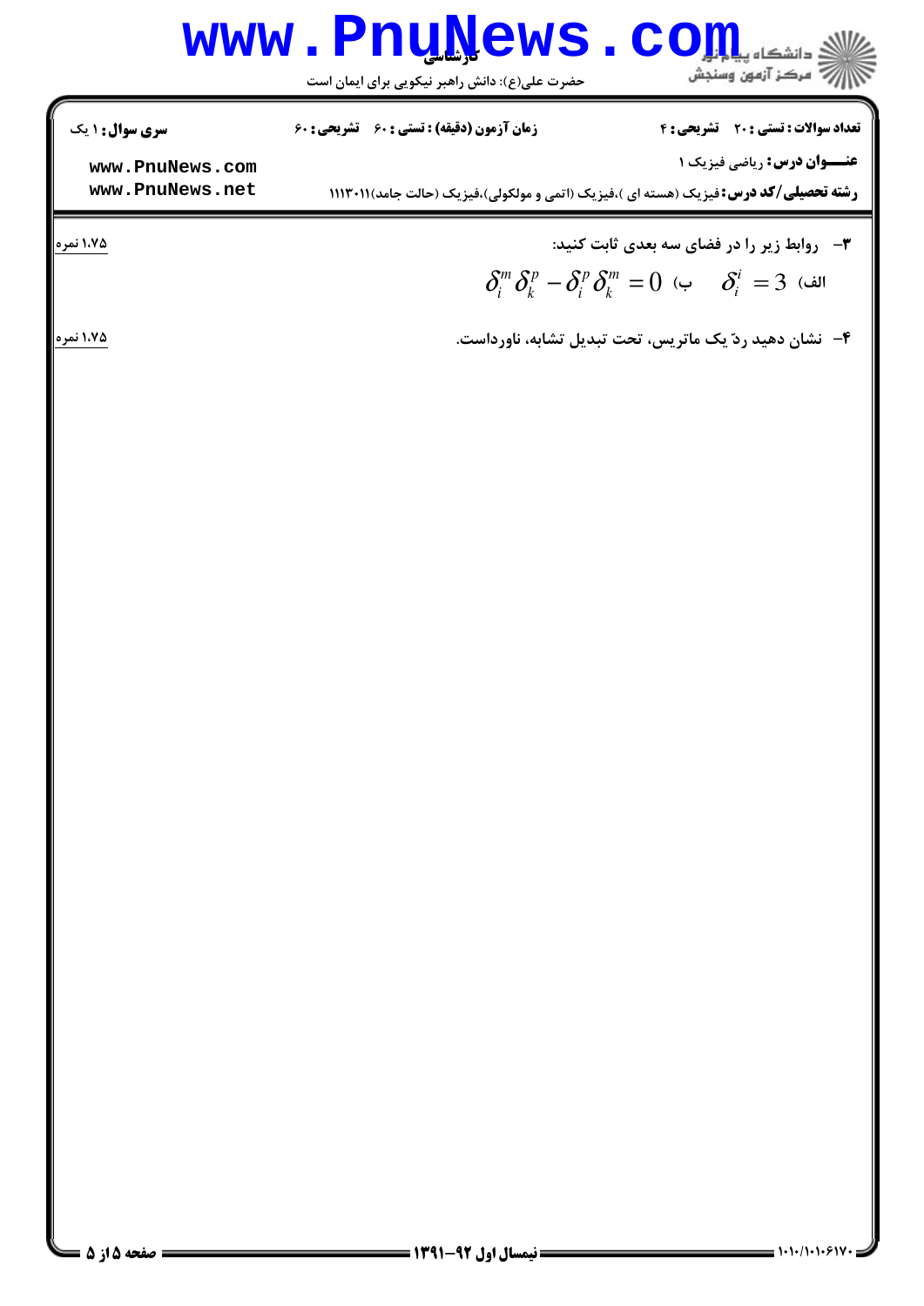۳- روابط زیر را در فضای سه بعدی ثابت کنید:

الف) $\delta_i^i = 3$    ب) $\delta_i^m \delta_k^p - \delta_i^p \delta_k^m = 0$

۱.۷۵ نمره

۴- نشان دهید ردّ یک ماتریس، تحت تبدیل تشابه، ناورداست.

۱.۷۵ نمره